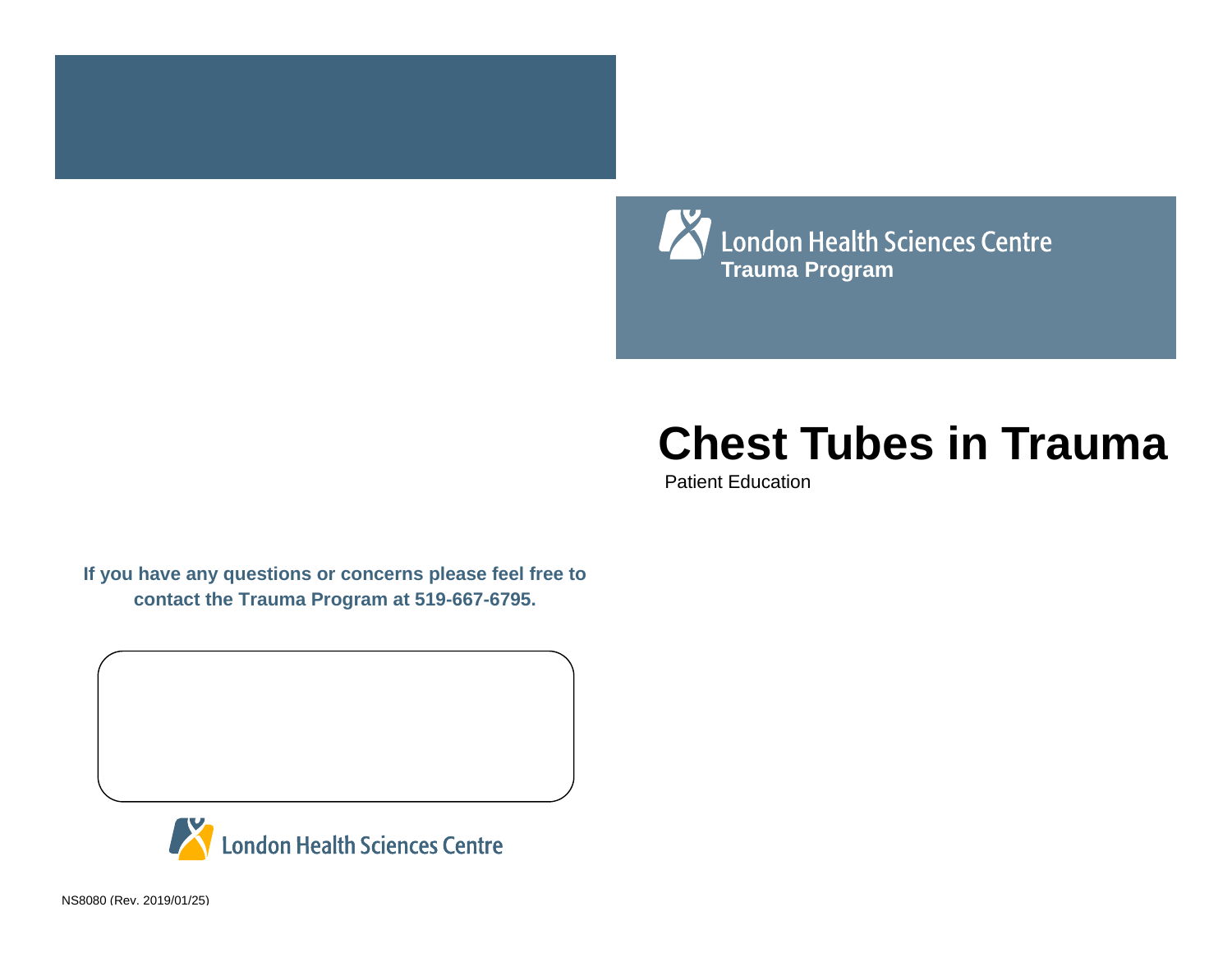London Health Sciences Centre
**Trauma Program**

# Chest Tubes in Trauma

Patient Education

**If you have any questions or concerns please feel free to contact the Trauma Program at 519-667-6795.**

London Health Sciences Centre

NS8080 (Rev. 2019/01/25)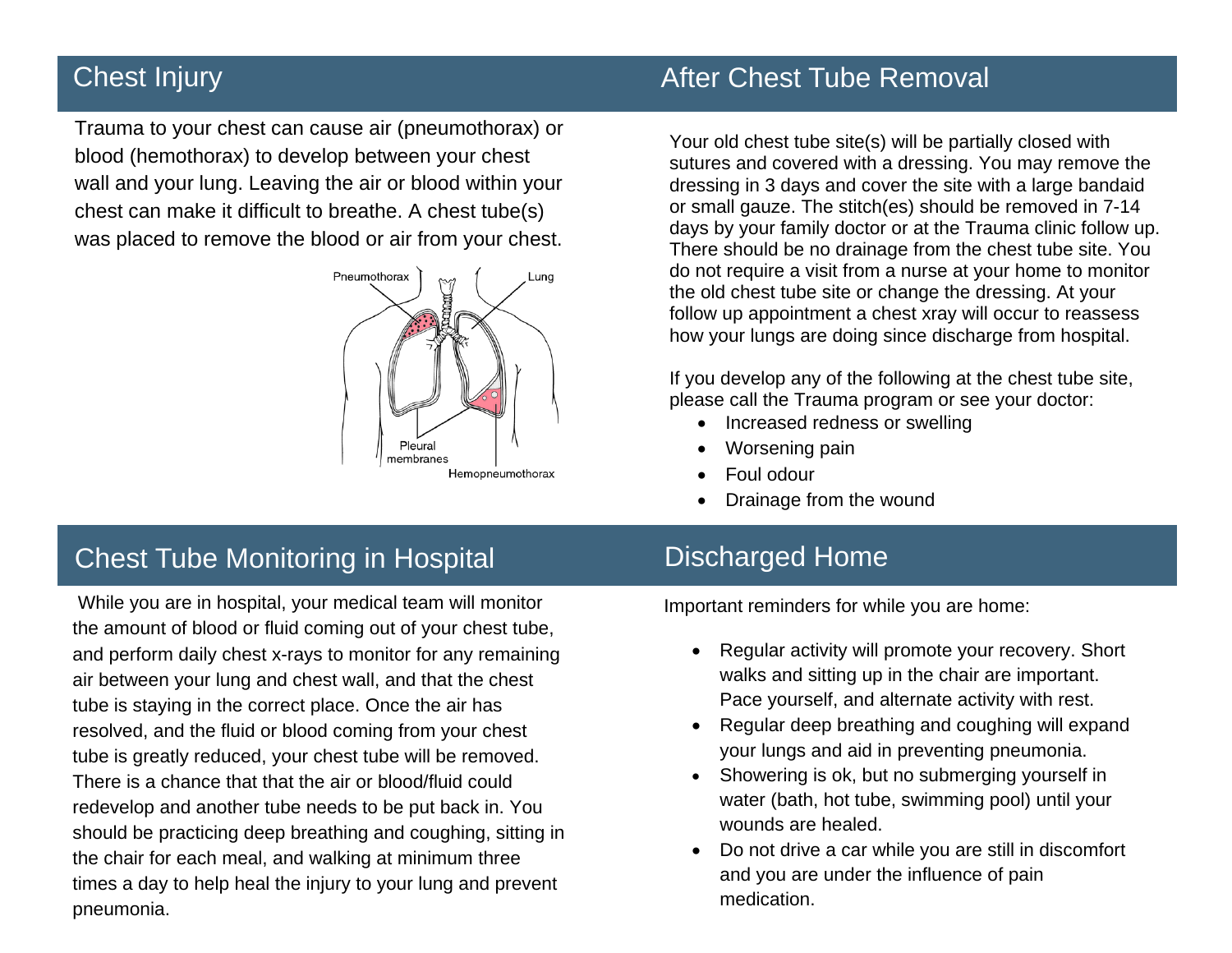## Chest Injury

Trauma to your chest can cause air (pneumothorax) or blood (hemothorax) to develop between your chest wall and your lung. Leaving the air or blood within your chest can make it difficult to breathe. A chest tube(s) was placed to remove the blood or air from your chest.

Pneumothorax

Lung

Pleural membranes

Hemopneumothorax

## Chest Tube Monitoring in Hospital

While you are in hospital, your medical team will monitor the amount of blood or fluid coming out of your chest tube, and perform daily chest x-rays to monitor for any remaining air between your lung and chest wall, and that the chest tube is staying in the correct place. Once the air has resolved, and the fluid or blood coming from your chest tube is greatly reduced, your chest tube will be removed. There is a chance that that the air or blood/fluid could redevelop and another tube needs to be put back in. You should be practicing deep breathing and coughing, sitting in the chair for each meal, and walking at minimum three times a day to help heal the injury to your lung and prevent pneumonia.

## After Chest Tube Removal

Your old chest tube site(s) will be partially closed with sutures and covered with a dressing. You may remove the dressing in 3 days and cover the site with a large bandaid or small gauze. The stitch(es) should be removed in 7-14 days by your family doctor or at the Trauma clinic follow up. There should be no drainage from the chest tube site. You do not require a visit from a nurse at your home to monitor the old chest tube site or change the dressing. At your follow up appointment a chest xray will occur to reassess how your lungs are doing since discharge from hospital.

If you develop any of the following at the chest tube site, please call the Trauma program or see your doctor:

- Increased redness or swelling
- Worsening pain
- Foul odour
- Drainage from the wound

## Discharged Home

Important reminders for while you are home:

- Regular activity will promote your recovery. Short walks and sitting up in the chair are important. Pace yourself, and alternate activity with rest.
- Regular deep breathing and coughing will expand your lungs and aid in preventing pneumonia.
- Showering is ok, but no submerging yourself in water (bath, hot tube, swimming pool) until your wounds are healed.
- Do not drive a car while you are still in discomfort and you are under the influence of pain medication.